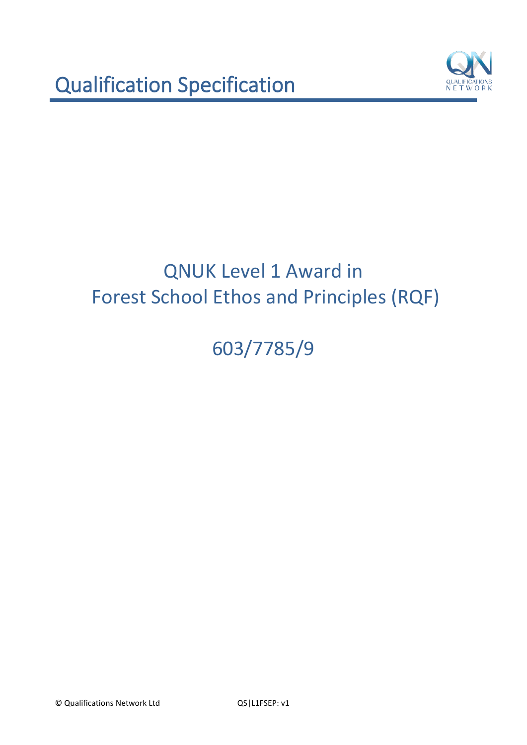# Qualification Specification

## QNUK Level 1 Award in Forest School Ethos and Principles (RQF)

## 603/7785/9

© Qualifications Network Ltd QS|L1FSEP: v1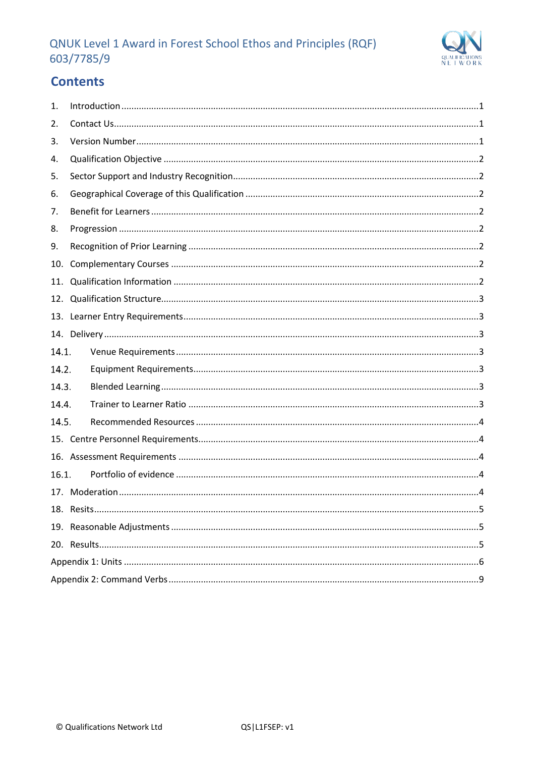## Contents

1. Introduction ....... 1
2. Contact Us ....... 1
3. Version Number ....... 1
4. Qualification Objective ....... 2
5. Sector Support and Industry Recognition ....... 2
6. Geographical Coverage of this Qualification ....... 2
7. Benefit for Learners ....... 2
8. Progression ....... 2
9. Recognition of Prior Learning ....... 2
10. Complementary Courses ....... 2
11. Qualification Information ....... 2
12. Qualification Structure ....... 3
13. Learner Entry Requirements ....... 3
14. Delivery ....... 3
    - 14.1. Venue Requirements ....... 3
    - 14.2. Equipment Requirements ....... 3
    - 14.3. Blended Learning ....... 3
    - 14.4. Trainer to Learner Ratio ....... 3
    - 14.5. Recommended Resources ....... 4
15. Centre Personnel Requirements ....... 4
16. Assessment Requirements ....... 4
    - 16.1. Portfolio of evidence ....... 4
17. Moderation ....... 4
18. Resits ....... 5
19. Reasonable Adjustments ....... 5
20. Results ....... 5

Appendix 1: Units ....... 6

Appendix 2: Command Verbs ....... 9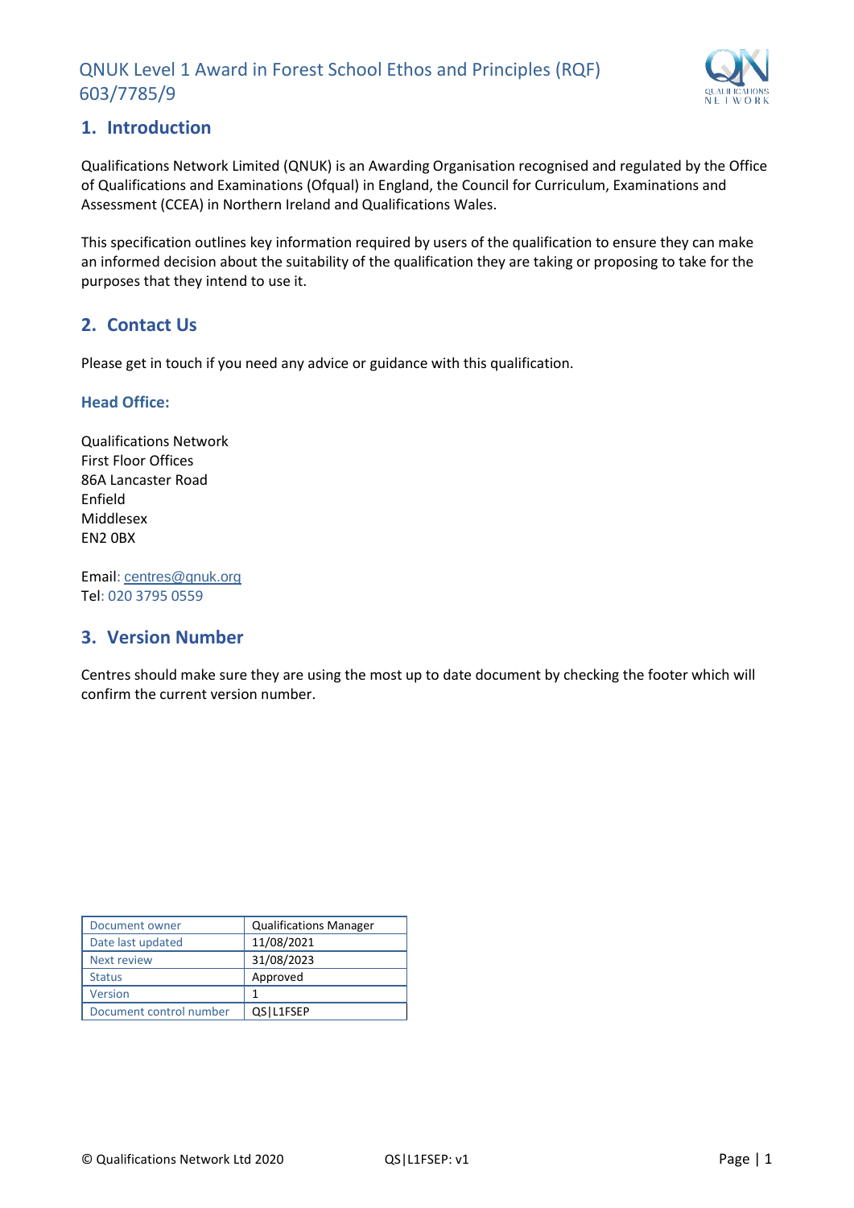# QNUK Level 1 Award in Forest School Ethos and Principles (RQF) 603/7785/9

## 1. Introduction

Qualifications Network Limited (QNUK) is an Awarding Organisation recognised and regulated by the Office of Qualifications and Examinations (Ofqual) in England, the Council for Curriculum, Examinations and Assessment (CCEA) in Northern Ireland and Qualifications Wales.

This specification outlines key information required by users of the qualification to ensure they can make an informed decision about the suitability of the qualification they are taking or proposing to take for the purposes that they intend to use it.

## 2. Contact Us

Please get in touch if you need any advice or guidance with this qualification.

### Head Office:

Qualifications Network
First Floor Offices
86A Lancaster Road
Enfield
Middlesex
EN2 0BX

Email: centres@qnuk.org
Tel: 020 3795 0559

## 3. Version Number

Centres should make sure they are using the most up to date document by checking the footer which will confirm the current version number.

| Document owner | Qualifications Manager |
| --- | --- |
| Date last updated | 11/08/2021 |
| Next review | 31/08/2023 |
| Status | Approved |
| Version | 1 |
| Document control number | QS\|L1FSEP |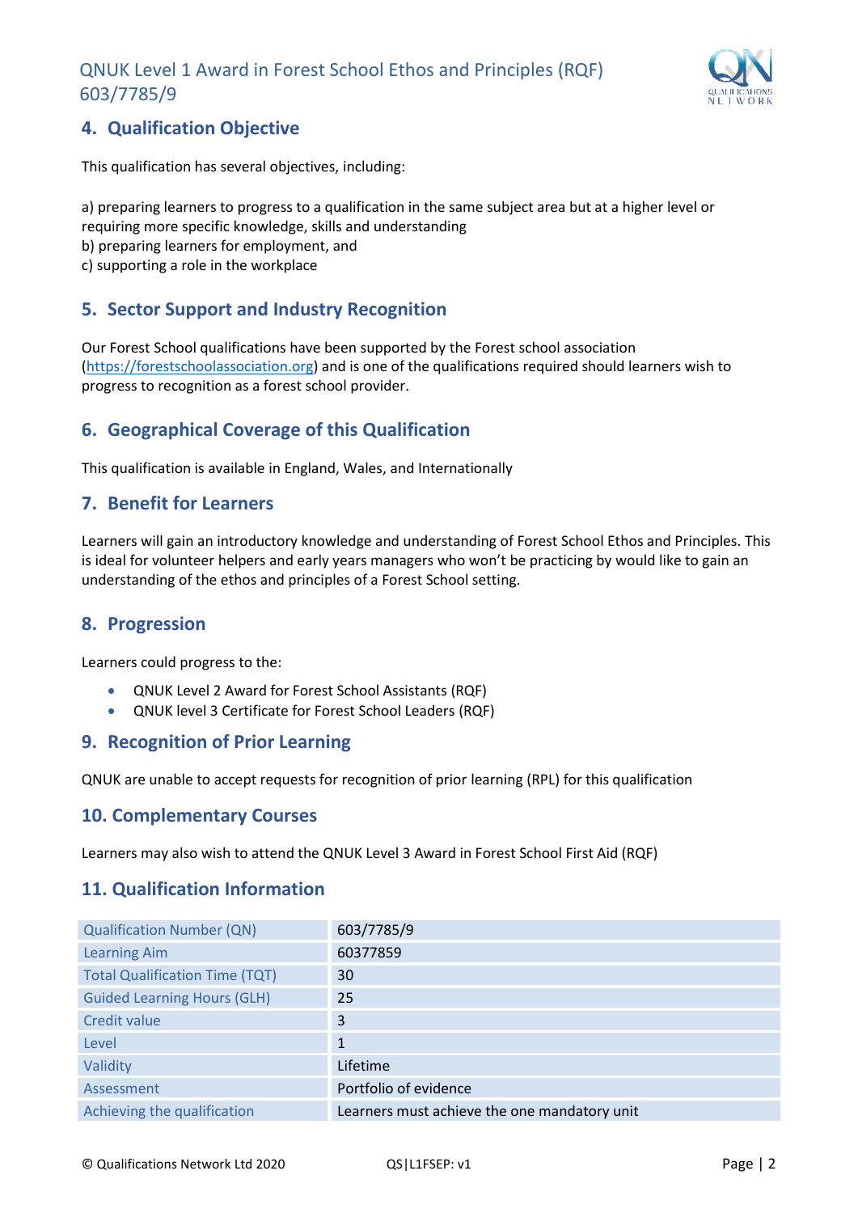## 4. Qualification Objective

This qualification has several objectives, including:

a) preparing learners to progress to a qualification in the same subject area but at a higher level or requiring more specific knowledge, skills and understanding
b) preparing learners for employment, and
c) supporting a role in the workplace

## 5. Sector Support and Industry Recognition

Our Forest School qualifications have been supported by the Forest school association (https://forestschoolassociation.org) and is one of the qualifications required should learners wish to progress to recognition as a forest school provider.

## 6. Geographical Coverage of this Qualification

This qualification is available in England, Wales, and Internationally

## 7. Benefit for Learners

Learners will gain an introductory knowledge and understanding of Forest School Ethos and Principles. This is ideal for volunteer helpers and early years managers who won't be practicing by would like to gain an understanding of the ethos and principles of a Forest School setting.

## 8. Progression

Learners could progress to the:

- QNUK Level 2 Award for Forest School Assistants (RQF)
- QNUK level 3 Certificate for Forest School Leaders (RQF)

## 9. Recognition of Prior Learning

QNUK are unable to accept requests for recognition of prior learning (RPL) for this qualification

## 10. Complementary Courses

Learners may also wish to attend the QNUK Level 3 Award in Forest School First Aid (RQF)

## 11. Qualification Information

| | |
|---|---|
| Qualification Number (QN) | 603/7785/9 |
| Learning Aim | 60377859 |
| Total Qualification Time (TQT) | 30 |
| Guided Learning Hours (GLH) | 25 |
| Credit value | 3 |
| Level | 1 |
| Validity | Lifetime |
| Assessment | Portfolio of evidence |
| Achieving the qualification | Learners must achieve the one mandatory unit |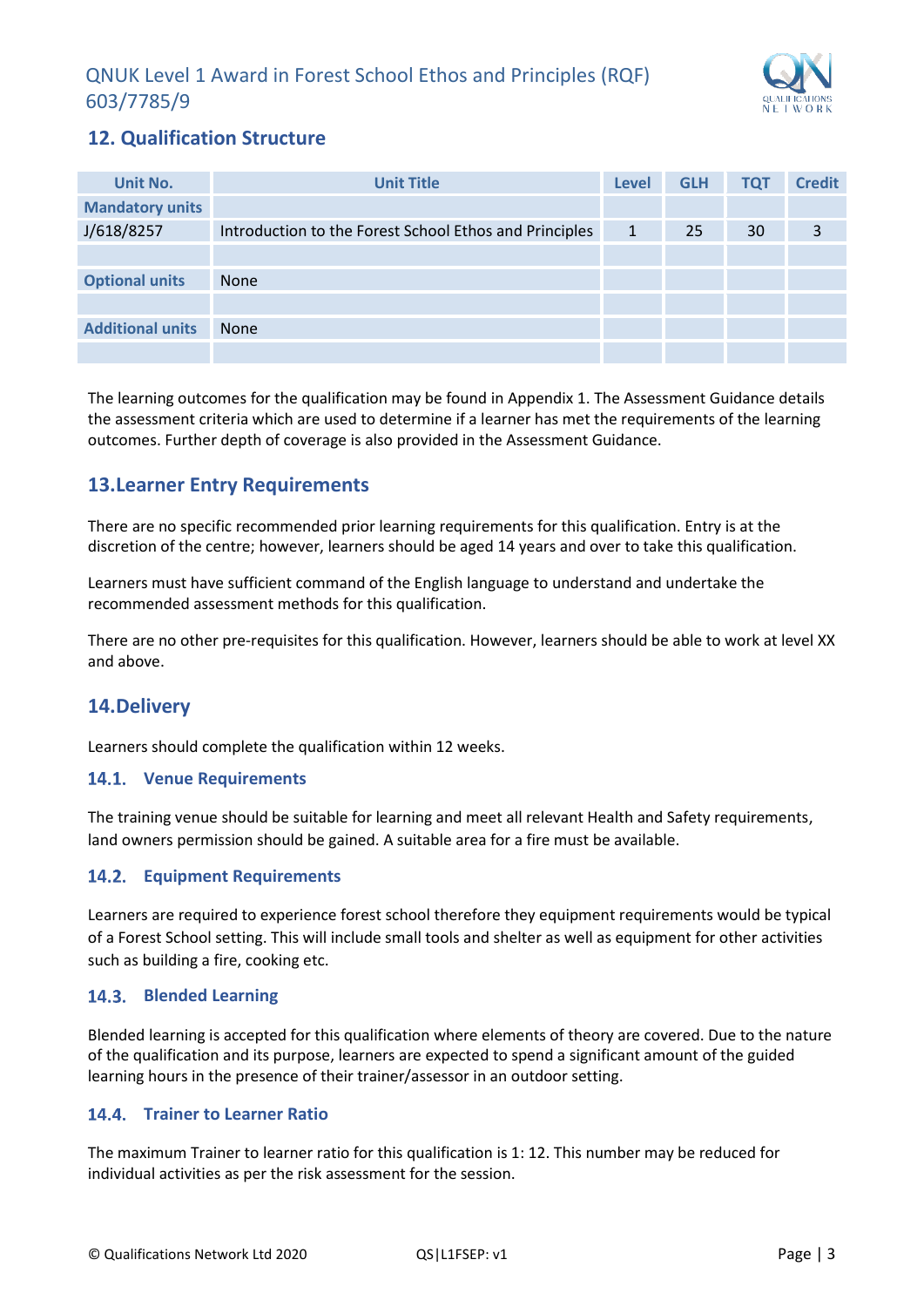## 12. Qualification Structure

| Unit No. | Unit Title | Level | GLH | TQT | Credit |
|---|---|---|---|---|---|
| **Mandatory units** | | | | | |
| J/618/8257 | Introduction to the Forest School Ethos and Principles | 1 | 25 | 30 | 3 |
| | | | | | |
| **Optional units** | None | | | | |
| | | | | | |
| **Additional units** | None | | | | |
| | | | | | |

The learning outcomes for the qualification may be found in Appendix 1. The Assessment Guidance details the assessment criteria which are used to determine if a learner has met the requirements of the learning outcomes. Further depth of coverage is also provided in the Assessment Guidance.

## 13.Learner Entry Requirements

There are no specific recommended prior learning requirements for this qualification. Entry is at the discretion of the centre; however, learners should be aged 14 years and over to take this qualification.

Learners must have sufficient command of the English language to understand and undertake the recommended assessment methods for this qualification.

There are no other pre-requisites for this qualification. However, learners should be able to work at level XX and above.

## 14.Delivery

Learners should complete the qualification within 12 weeks.

### 14.1. Venue Requirements

The training venue should be suitable for learning and meet all relevant Health and Safety requirements, land owners permission should be gained. A suitable area for a fire must be available.

### 14.2. Equipment Requirements

Learners are required to experience forest school therefore they equipment requirements would be typical of a Forest School setting. This will include small tools and shelter as well as equipment for other activities such as building a fire, cooking etc.

### 14.3. Blended Learning

Blended learning is accepted for this qualification where elements of theory are covered. Due to the nature of the qualification and its purpose, learners are expected to spend a significant amount of the guided learning hours in the presence of their trainer/assessor in an outdoor setting.

### 14.4. Trainer to Learner Ratio

The maximum Trainer to learner ratio for this qualification is 1: 12. This number may be reduced for individual activities as per the risk assessment for the session.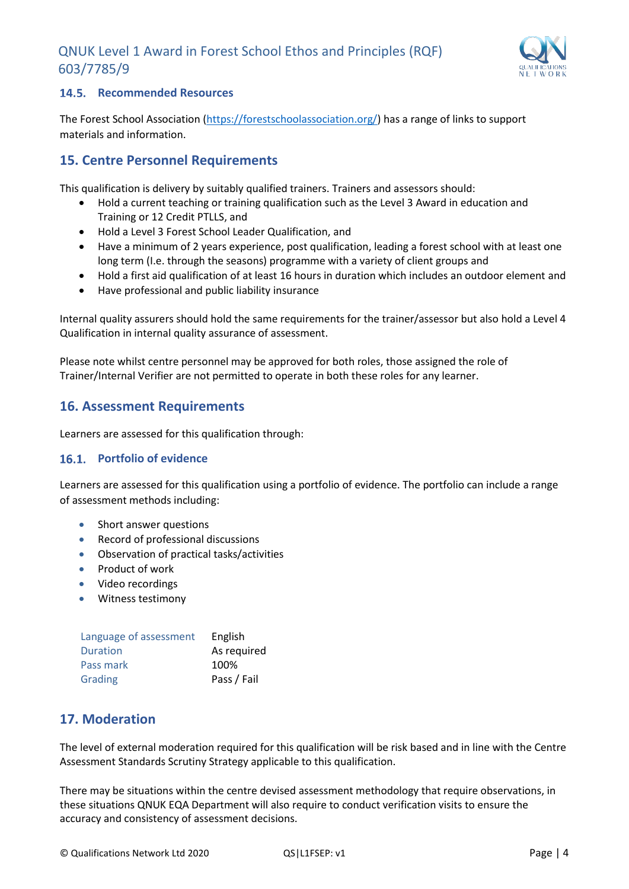### 14.5. Recommended Resources

The Forest School Association (https://forestschoolassociation.org/) has a range of links to support materials and information.

## 15. Centre Personnel Requirements

This qualification is delivery by suitably qualified trainers. Trainers and assessors should:

- Hold a current teaching or training qualification such as the Level 3 Award in education and Training or 12 Credit PTLLS, and
- Hold a Level 3 Forest School Leader Qualification, and
- Have a minimum of 2 years experience, post qualification, leading a forest school with at least one long term (I.e. through the seasons) programme with a variety of client groups and
- Hold a first aid qualification of at least 16 hours in duration which includes an outdoor element and
- Have professional and public liability insurance

Internal quality assurers should hold the same requirements for the trainer/assessor but also hold a Level 4 Qualification in internal quality assurance of assessment.

Please note whilst centre personnel may be approved for both roles, those assigned the role of Trainer/Internal Verifier are not permitted to operate in both these roles for any learner.

## 16. Assessment Requirements

Learners are assessed for this qualification through:

### 16.1. Portfolio of evidence

Learners are assessed for this qualification using a portfolio of evidence. The portfolio can include a range of assessment methods including:

- Short answer questions
- Record of professional discussions
- Observation of practical tasks/activities
- Product of work
- Video recordings
- Witness testimony

| | |
|---|---|
| Language of assessment | English |
| Duration | As required |
| Pass mark | 100% |
| Grading | Pass / Fail |

## 17. Moderation

The level of external moderation required for this qualification will be risk based and in line with the Centre Assessment Standards Scrutiny Strategy applicable to this qualification.

There may be situations within the centre devised assessment methodology that require observations, in these situations QNUK EQA Department will also require to conduct verification visits to ensure the accuracy and consistency of assessment decisions.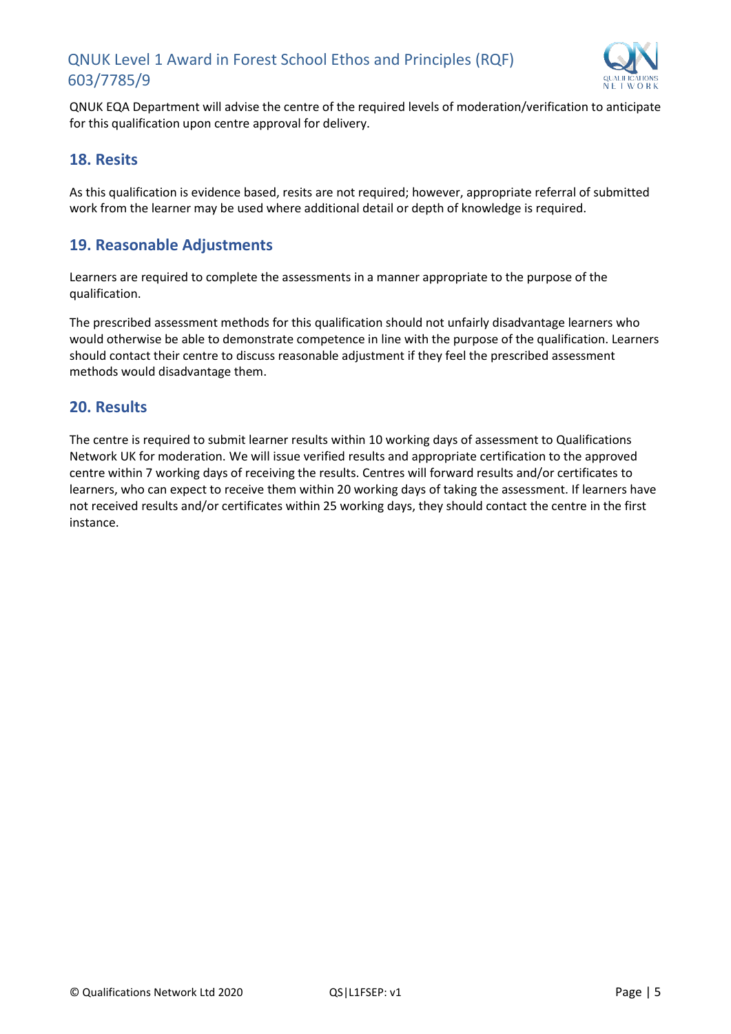QNUK EQA Department will advise the centre of the required levels of moderation/verification to anticipate for this qualification upon centre approval for delivery.

## 18. Resits

As this qualification is evidence based, resits are not required; however, appropriate referral of submitted work from the learner may be used where additional detail or depth of knowledge is required.

## 19. Reasonable Adjustments

Learners are required to complete the assessments in a manner appropriate to the purpose of the qualification.

The prescribed assessment methods for this qualification should not unfairly disadvantage learners who would otherwise be able to demonstrate competence in line with the purpose of the qualification. Learners should contact their centre to discuss reasonable adjustment if they feel the prescribed assessment methods would disadvantage them.

## 20. Results

The centre is required to submit learner results within 10 working days of assessment to Qualifications Network UK for moderation. We will issue verified results and appropriate certification to the approved centre within 7 working days of receiving the results. Centres will forward results and/or certificates to learners, who can expect to receive them within 20 working days of taking the assessment. If learners have not received results and/or certificates within 25 working days, they should contact the centre in the first instance.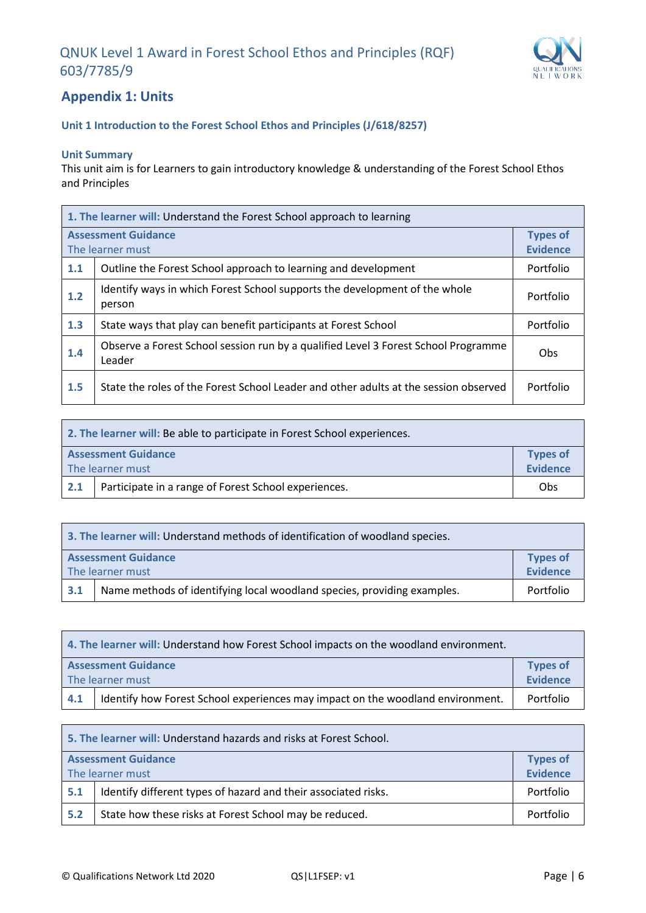## Appendix 1: Units

### Unit 1 Introduction to the Forest School Ethos and Principles (J/618/8257)

**Unit Summary**
This unit aim is for Learners to gain introductory knowledge & understanding of the Forest School Ethos and Principles

| **1. The learner will:** Understand the Forest School approach to learning | | |
|---|---|---|
| **Assessment Guidance** The learner must | | **Types of Evidence** |
| **1.1** | Outline the Forest School approach to learning and development | Portfolio |
| **1.2** | Identify ways in which Forest School supports the development of the whole person | Portfolio |
| **1.3** | State ways that play can benefit participants at Forest School | Portfolio |
| **1.4** | Observe a Forest School session run by a qualified Level 3 Forest School Programme Leader | Obs |
| **1.5** | State the roles of the Forest School Leader and other adults at the session observed | Portfolio |

| **2. The learner will:** Be able to participate in Forest School experiences. | | |
|---|---|---|
| **Assessment Guidance** The learner must | | **Types of Evidence** |
| **2.1** | Participate in a range of Forest School experiences. | Obs |

| **3. The learner will:** Understand methods of identification of woodland species. | | |
|---|---|---|
| **Assessment Guidance** The learner must | | **Types of Evidence** |
| **3.1** | Name methods of identifying local woodland species, providing examples. | Portfolio |

| **4. The learner will:** Understand how Forest School impacts on the woodland environment. | | |
|---|---|---|
| **Assessment Guidance** The learner must | | **Types of Evidence** |
| **4.1** | Identify how Forest School experiences may impact on the woodland environment. | Portfolio |

| **5. The learner will:** Understand hazards and risks at Forest School. | | |
|---|---|---|
| **Assessment Guidance** The learner must | | **Types of Evidence** |
| **5.1** | Identify different types of hazard and their associated risks. | Portfolio |
| **5.2** | State how these risks at Forest School may be reduced. | Portfolio |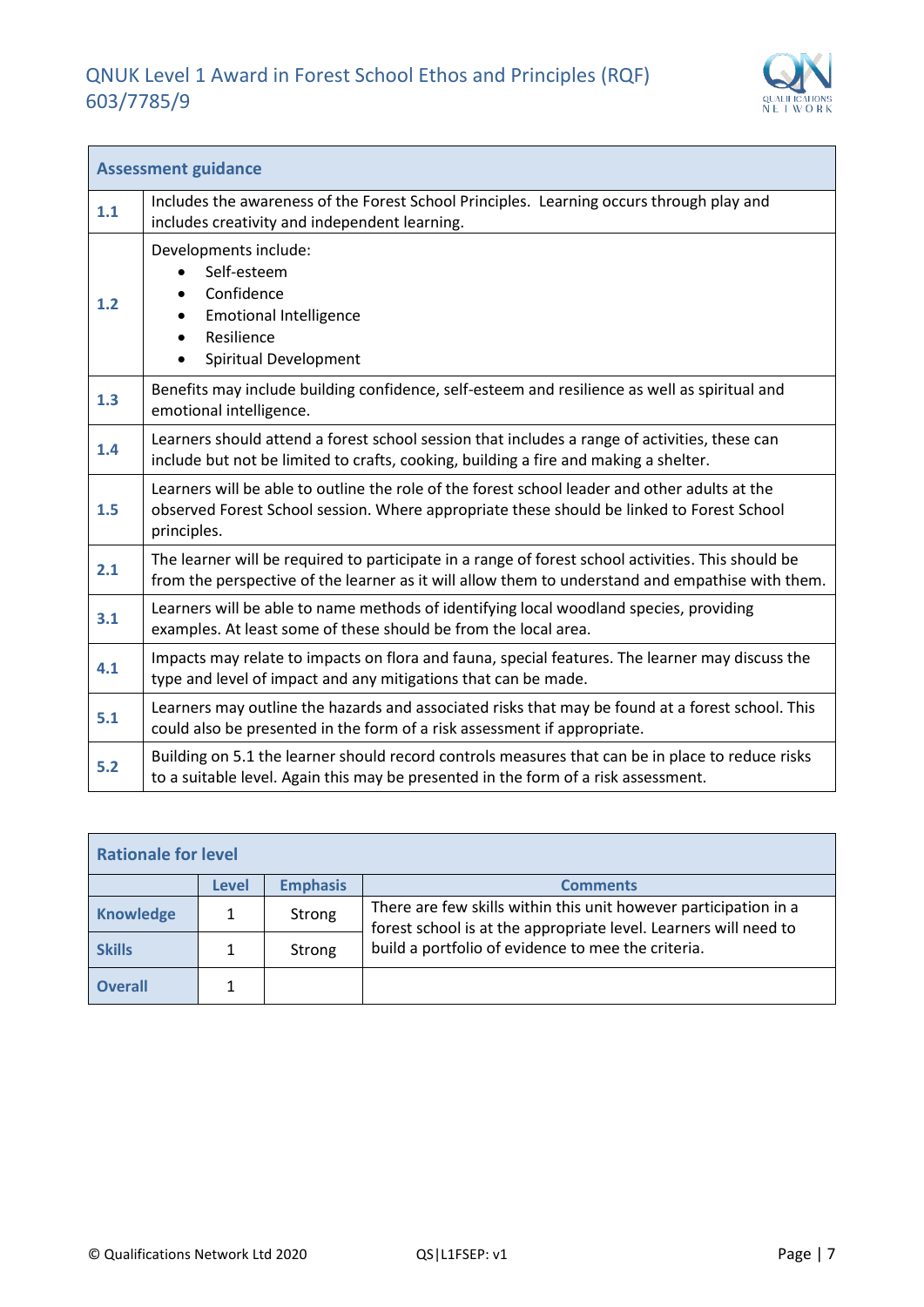| Assessment guidance | |
|---|---|
| **1.1** | Includes the awareness of the Forest School Principles. Learning occurs through play and includes creativity and independent learning. |
| **1.2** | Developments include: <br>• Self-esteem <br>• Confidence <br>• Emotional Intelligence <br>• Resilience <br>• Spiritual Development |
| **1.3** | Benefits may include building confidence, self-esteem and resilience as well as spiritual and emotional intelligence. |
| **1.4** | Learners should attend a forest school session that includes a range of activities, these can include but not be limited to crafts, cooking, building a fire and making a shelter. |
| **1.5** | Learners will be able to outline the role of the forest school leader and other adults at the observed Forest School session. Where appropriate these should be linked to Forest School principles. |
| **2.1** | The learner will be required to participate in a range of forest school activities. This should be from the perspective of the learner as it will allow them to understand and empathise with them. |
| **3.1** | Learners will be able to name methods of identifying local woodland species, providing examples. At least some of these should be from the local area. |
| **4.1** | Impacts may relate to impacts on flora and fauna, special features. The learner may discuss the type and level of impact and any mitigations that can be made. |
| **5.1** | Learners may outline the hazards and associated risks that may be found at a forest school. This could also be presented in the form of a risk assessment if appropriate. |
| **5.2** | Building on 5.1 the learner should record controls measures that can be in place to reduce risks to a suitable level. Again this may be presented in the form of a risk assessment. |

| Rationale for level | | | |
|---|---|---|---|
| | **Level** | **Emphasis** | **Comments** |
| **Knowledge** | 1 | Strong | There are few skills within this unit however participation in a forest school is at the appropriate level. Learners will need to build a portfolio of evidence to mee the criteria. |
| **Skills** | 1 | Strong | |
| **Overall** | 1 | | |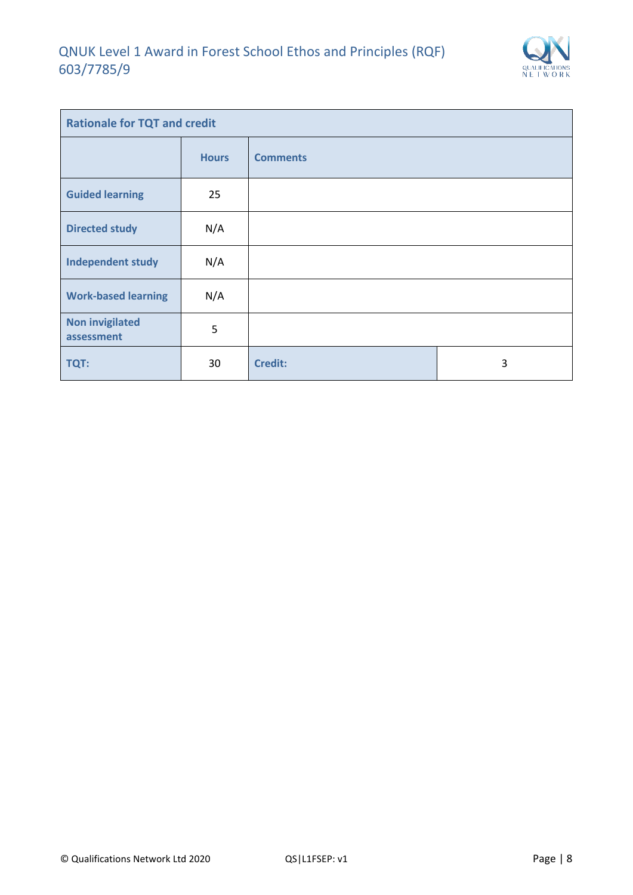| Rationale for TQT and credit | | | |
|---|---|---|---|
| | **Hours** | **Comments** | |
| **Guided learning** | 25 | | |
| **Directed study** | N/A | | |
| **Independent study** | N/A | | |
| **Work-based learning** | N/A | | |
| **Non invigilated assessment** | 5 | | |
| **TQT:** | 30 | **Credit:** | 3 |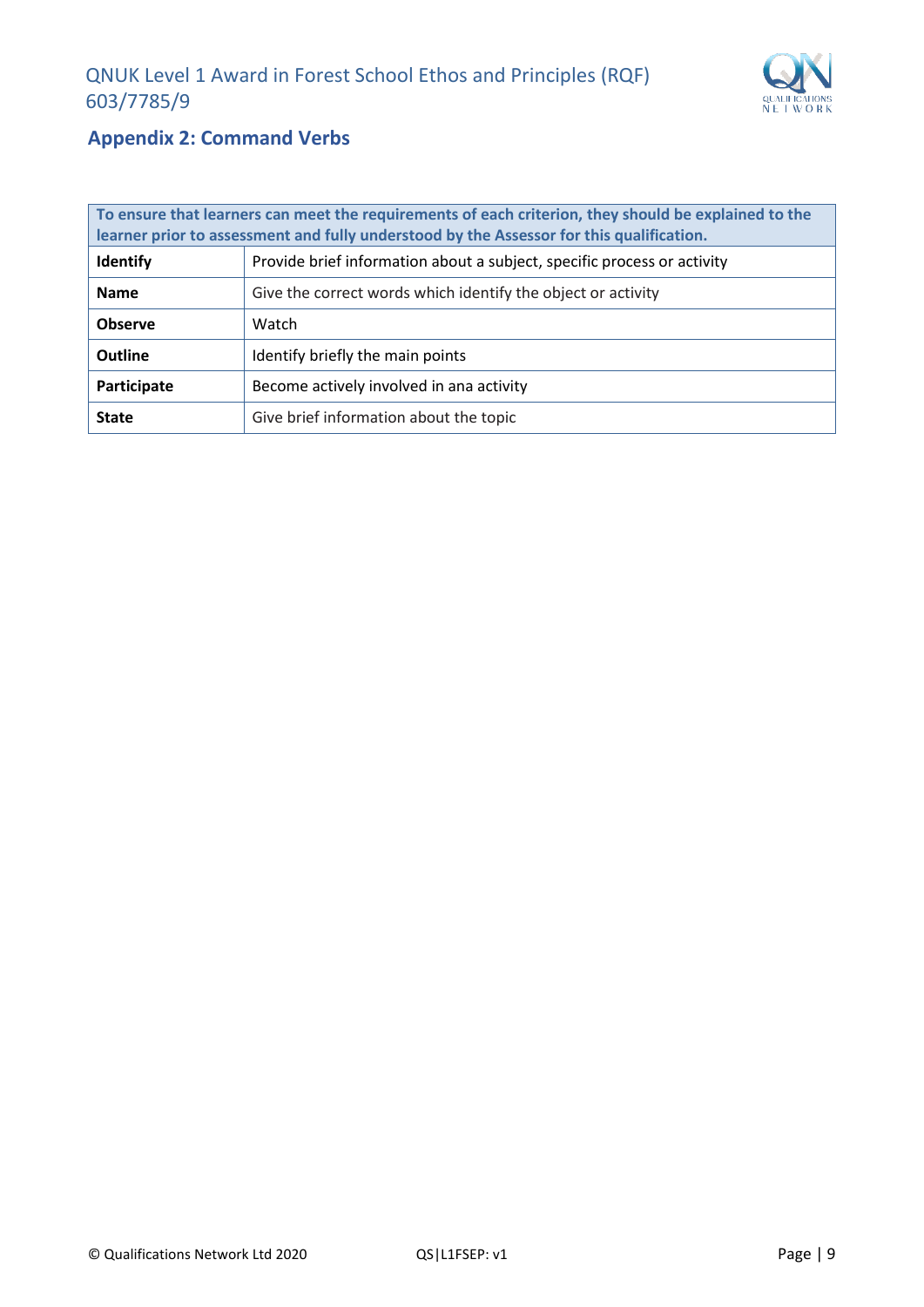## Appendix 2: Command Verbs

| To ensure that learners can meet the requirements of each criterion, they should be explained to the learner prior to assessment and fully understood by the Assessor for this qualification. | |
|---|---|
| **Identify** | Provide brief information about a subject, specific process or activity |
| **Name** | Give the correct words which identify the object or activity |
| **Observe** | Watch |
| **Outline** | Identify briefly the main points |
| **Participate** | Become actively involved in ana activity |
| **State** | Give brief information about the topic |